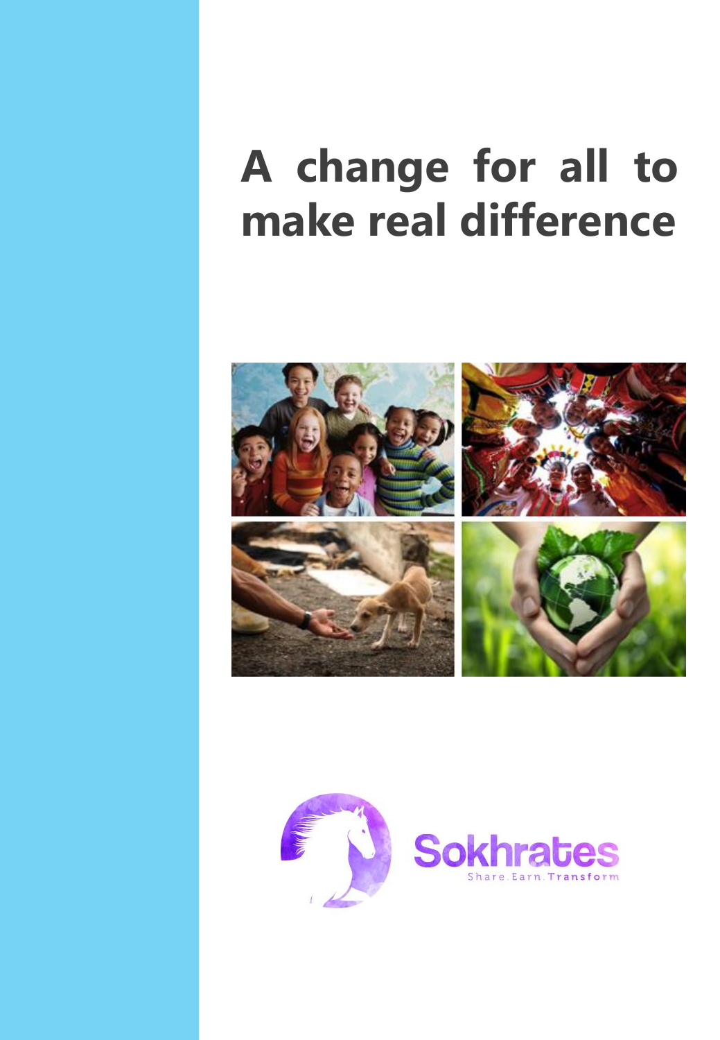# A change for all to make real difference

Sokhrates

Share.Earn.Transform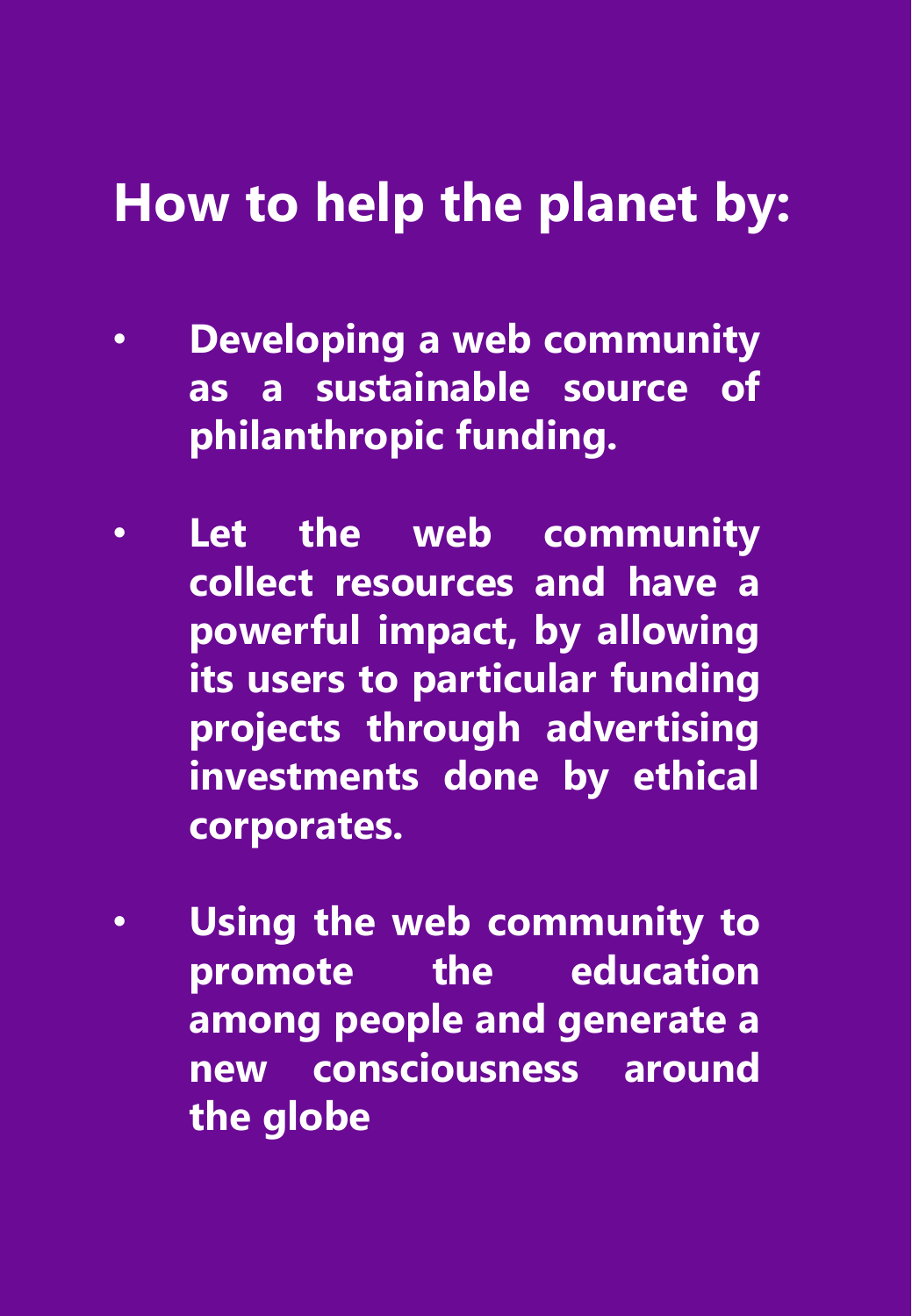# How to help the planet by:

- **Developing a web community as a sustainable source of philanthropic funding.**
- **Let the web community collect resources and have a powerful impact, by allowing its users to particular funding projects through advertising investments done by ethical corporates.**
- **Using the web community to promote the education among people and generate a new consciousness around the globe**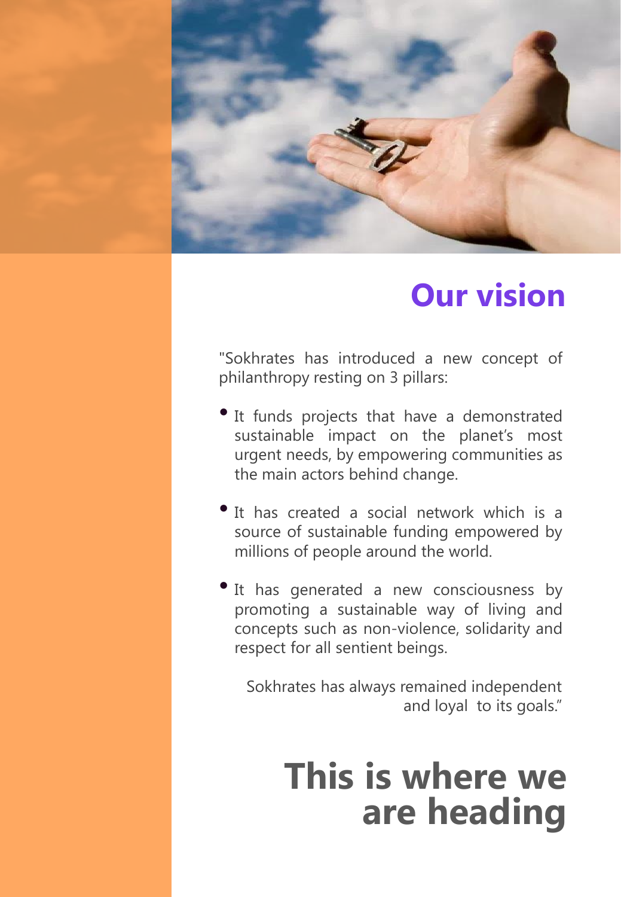# Our vision

"Sokhrates has introduced a new concept of philanthropy resting on 3 pillars:

- It funds projects that have a demonstrated sustainable impact on the planet's most urgent needs, by empowering communities as the main actors behind change.
- It has created a social network which is a source of sustainable funding empowered by millions of people around the world.
- It has generated a new consciousness by promoting a sustainable way of living and concepts such as non-violence, solidarity and respect for all sentient beings.

Sokhrates has always remained independent and loyal to its goals."

# This is where we are heading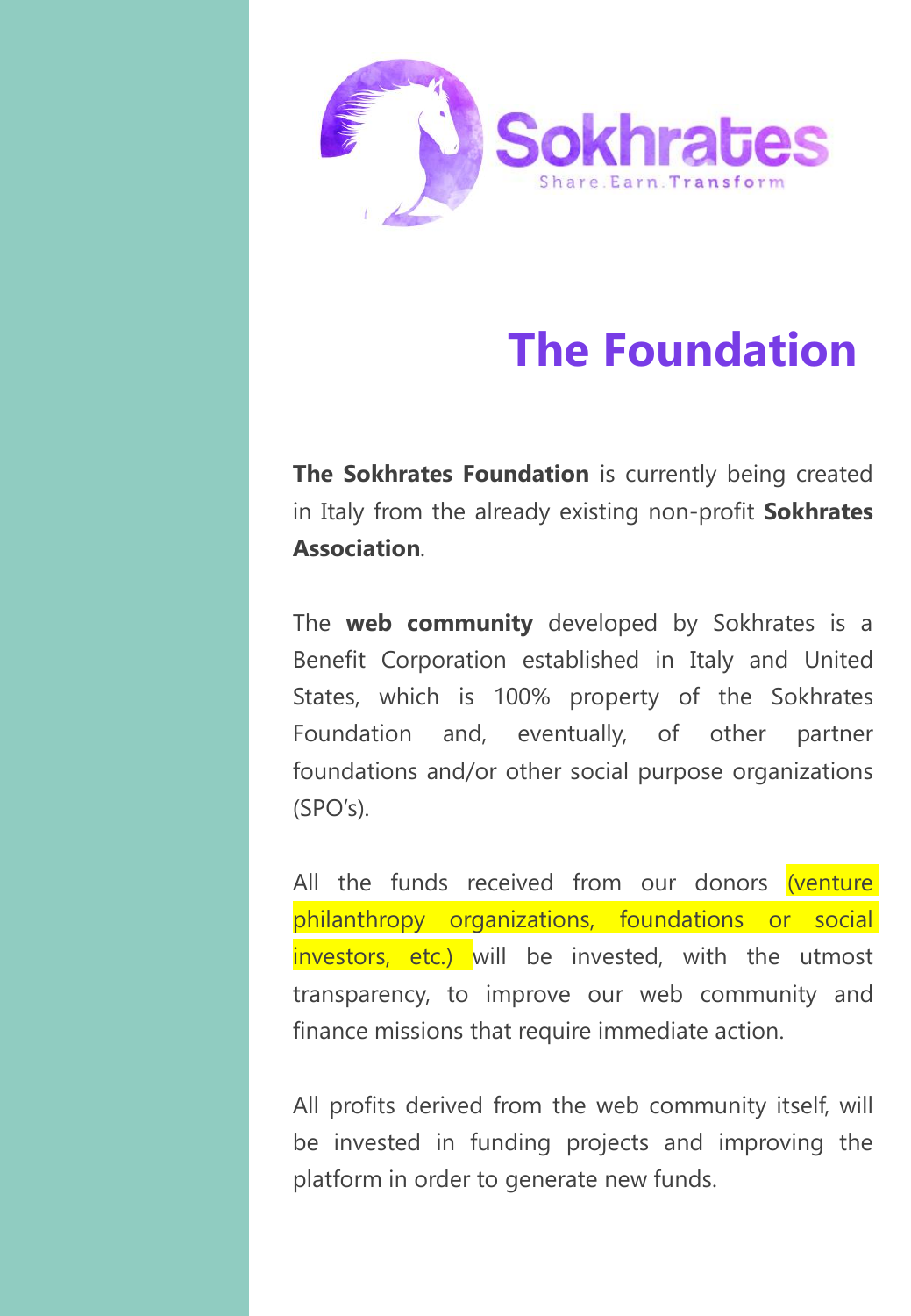Sokhrates

Share.Earn.Transform

# The Foundation

**The Sokhrates Foundation** is currently being created in Italy from the already existing non-profit **Sokhrates Association**.

The **web community** developed by Sokhrates is a Benefit Corporation established in Italy and United States, which is 100% property of the Sokhrates Foundation and, eventually, of other partner foundations and/or other social purpose organizations (SPO's).

All the funds received from our donors (venture philanthropy organizations, foundations or social investors, etc.) will be invested, with the utmost transparency, to improve our web community and finance missions that require immediate action.

All profits derived from the web community itself, will be invested in funding projects and improving the platform in order to generate new funds.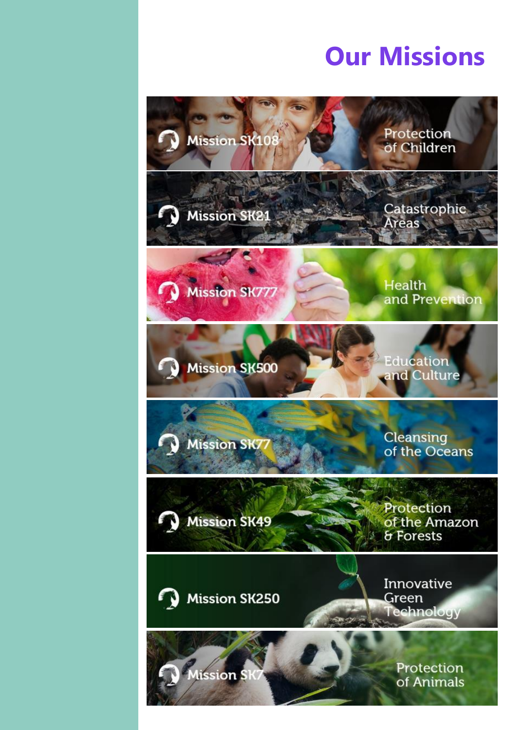# Our Missions

- Mission SK108 — Protection of Children
- Mission SK21 — Catastrophic Areas
- Mission SK777 — Health and Prevention
- Mission SK500 — Education and Culture
- Mission SK77 — Cleansing of the Oceans
- Mission SK49 — Protection of the Amazon & Forests
- Mission SK250 — Innovative Green Technology
- Mission SK7 — Protection of Animals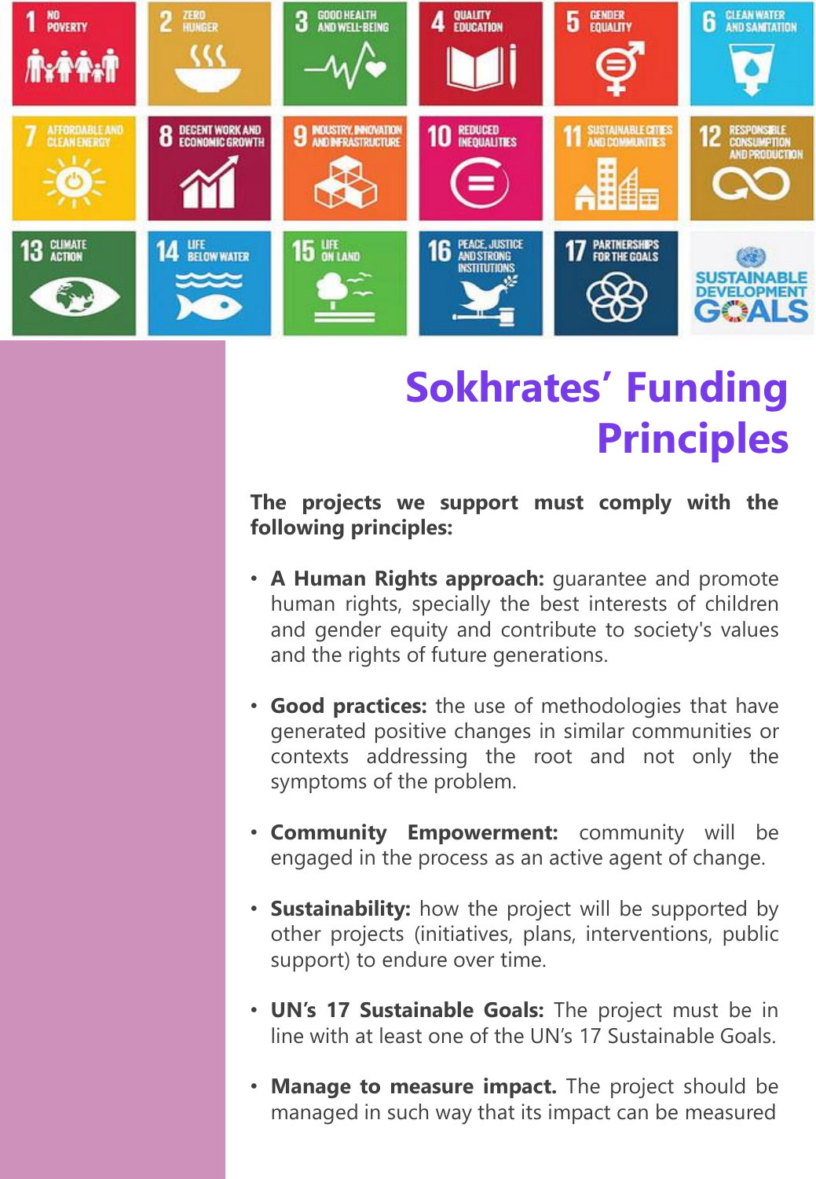# Sokhrates' Funding Principles

**The projects we support must comply with the following principles:**

- **A Human Rights approach:** guarantee and promote human rights, specially the best interests of children and gender equity and contribute to society's values and the rights of future generations.

- **Good practices:** the use of methodologies that have generated positive changes in similar communities or contexts addressing the root and not only the symptoms of the problem.

- **Community Empowerment:** community will be engaged in the process as an active agent of change.

- **Sustainability:** how the project will be supported by other projects (initiatives, plans, interventions, public support) to endure over time.

- **UN's 17 Sustainable Goals:** The project must be in line with at least one of the UN's 17 Sustainable Goals.

- **Manage to measure impact.** The project should be managed in such way that its impact can be measured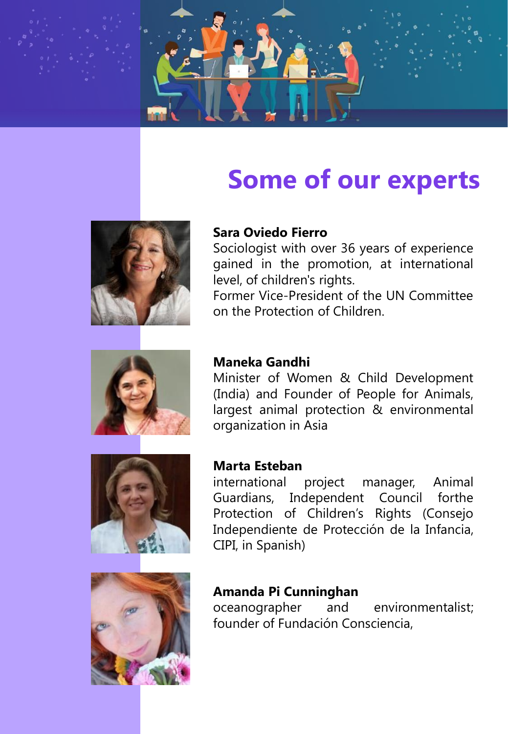# Some of our experts

**Sara Oviedo Fierro**
Sociologist with over 36 years of experience gained in the promotion, at international level, of children's rights.
Former Vice-President of the UN Committee on the Protection of Children.

**Maneka Gandhi**
Minister of Women & Child Development (India) and Founder of People for Animals, largest animal protection & environmental organization in Asia

**Marta Esteban**
international project manager, Animal Guardians, Independent Council forthe Protection of Children's Rights (Consejo Independiente de Protección de la Infancia, CIPI, in Spanish)

**Amanda Pi Cunninghan**
oceanographer and environmentalist; founder of Fundación Consciencia,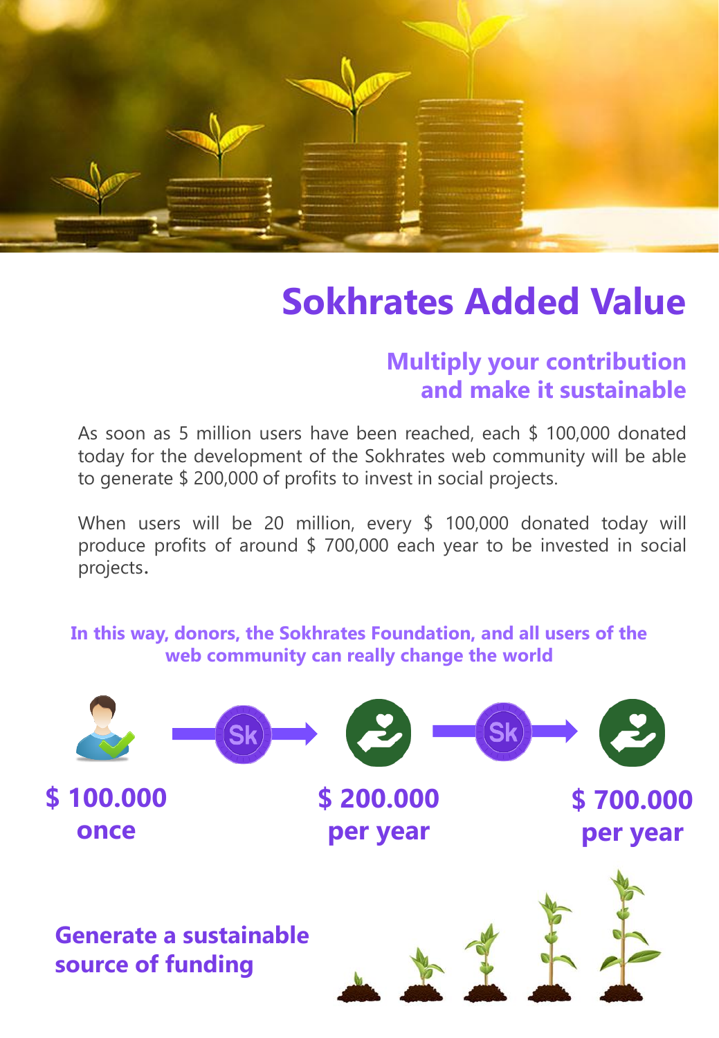# Sokhrates Added Value

## Multiply your contribution and make it sustainable

As soon as 5 million users have been reached, each $ 100,000 donated today for the development of the Sokhrates web community will be able to generate $ 200,000 of profits to invest in social projects.

When users will be 20 million, every $ 100,000 donated today will produce profits of around $ 700,000 each year to be invested in social projects.

**In this way, donors, the Sokhrates Foundation, and all users of the web community can really change the world**

**$ 100.000 once**

**$ 200.000 per year**

**$ 700.000 per year**

**Generate a sustainable source of funding**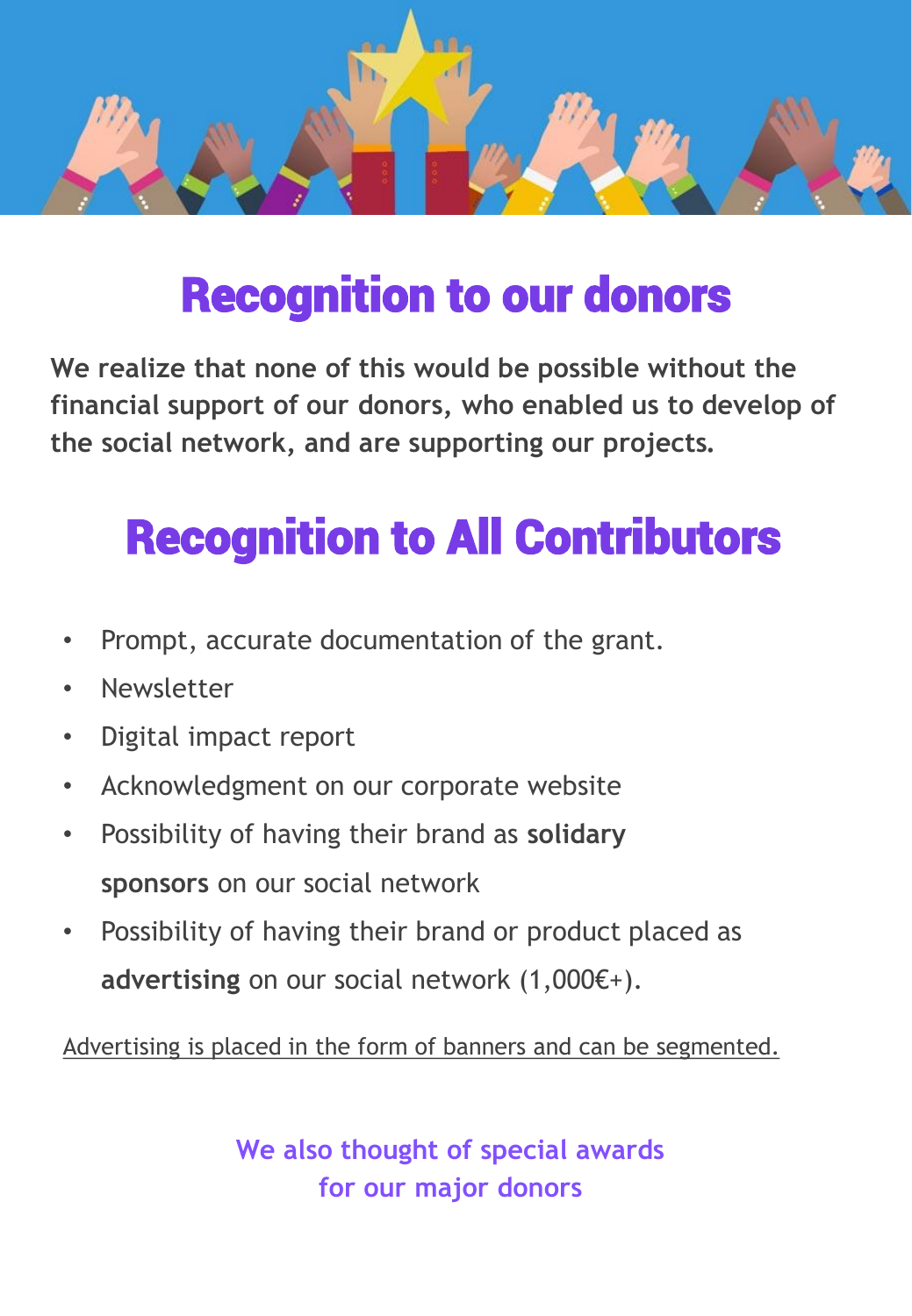# Recognition to our donors

**We realize that none of this would be possible without the financial support of our donors, who enabled us to develop of the social network, and are supporting our projects.**

# Recognition to All Contributors

- Prompt, accurate documentation of the grant.
- Newsletter
- Digital impact report
- Acknowledgment on our corporate website
- Possibility of having their brand as **solidary sponsors** on our social network
- Possibility of having their brand or product placed as **advertising** on our social network (1,000€+).

Advertising is placed in the form of banners and can be segmented.

**We also thought of special awards for our major donors**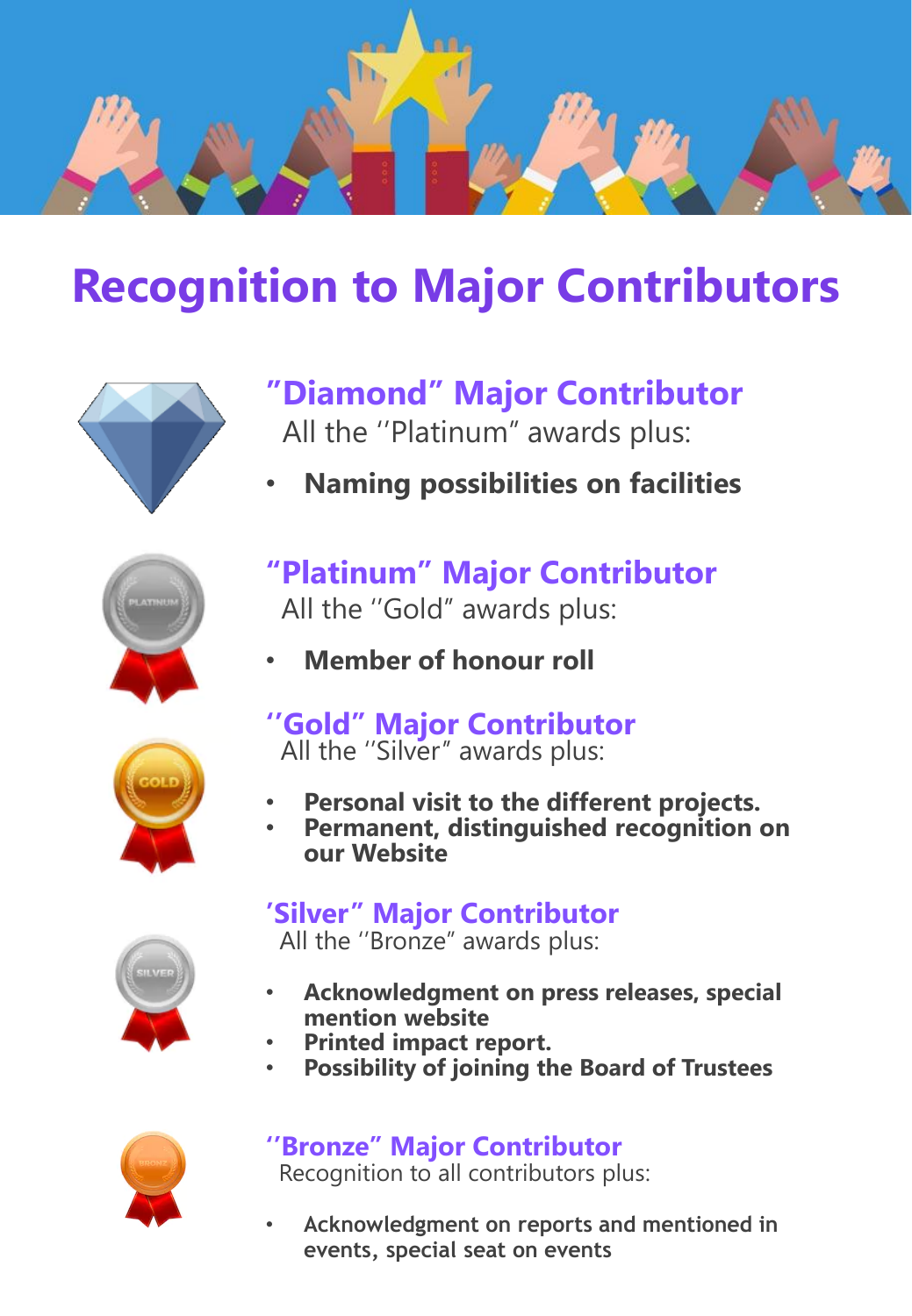# Recognition to Major Contributors

## "Diamond" Major Contributor

All the ''Platinum" awards plus:

- **Naming possibilities on facilities**

## "Platinum" Major Contributor

All the ''Gold" awards plus:

- **Member of honour roll**

## ''Gold" Major Contributor

All the ''Silver" awards plus:

- **Personal visit to the different projects.**
- **Permanent, distinguished recognition on our Website**

## 'Silver" Major Contributor

All the ''Bronze" awards plus:

- **Acknowledgment on press releases, special mention website**
- **Printed impact report.**
- **Possibility of joining the Board of Trustees**

## ''Bronze" Major Contributor

Recognition to all contributors plus:

- **Acknowledgment on reports and mentioned in events, special seat on events**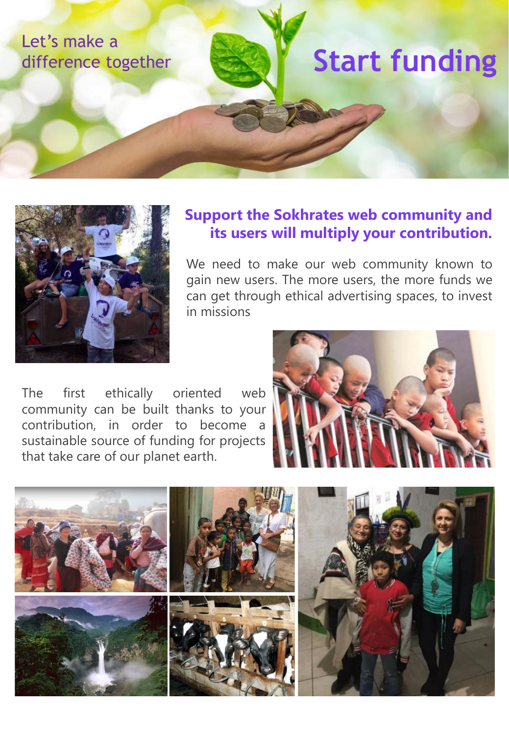Let's make a difference together

# Start funding

## Support the Sokhrates web community and its users will multiply your contribution.

We need to make our web community known to gain new users. The more users, the more funds we can get through ethical advertising spaces, to invest in missions

The first ethically oriented web community can be built thanks to your contribution, in order to become a sustainable source of funding for projects that take care of our planet earth.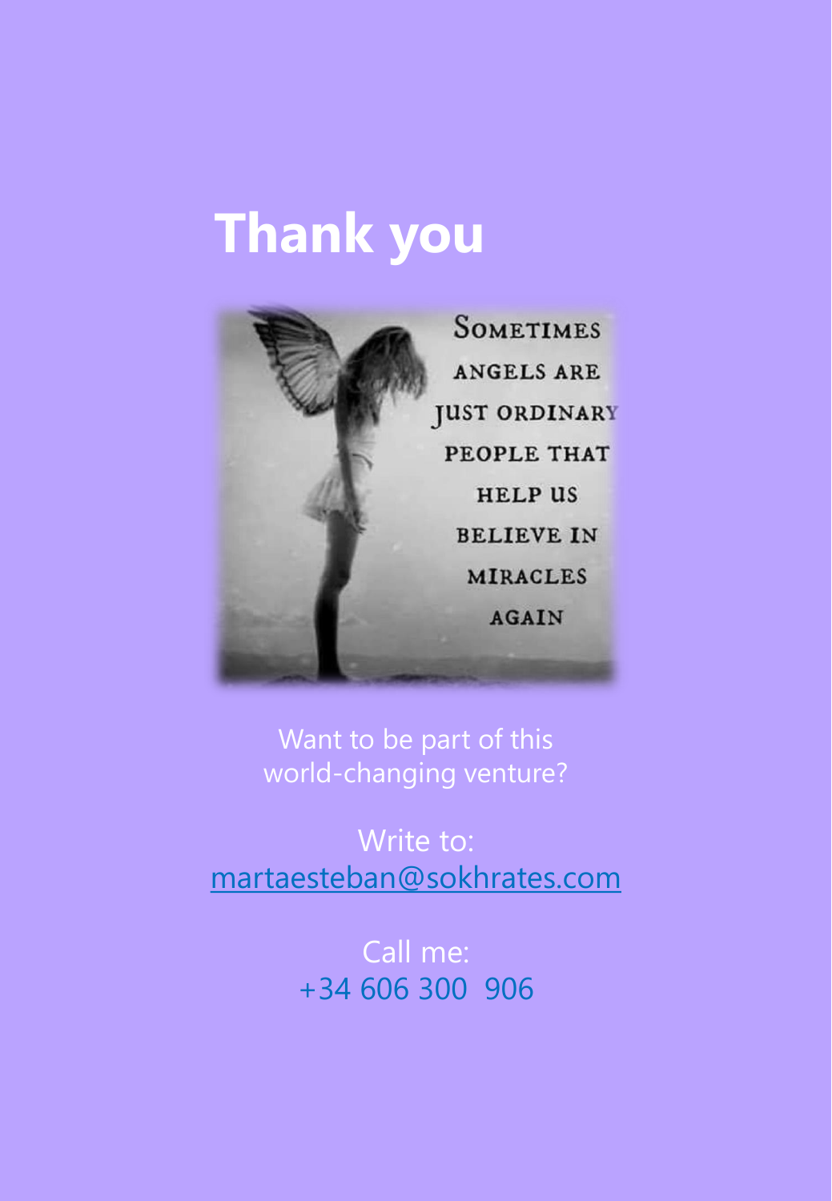# Thank you

Want to be part of this
world-changing venture?

Write to:
martaesteban@sokhrates.com

Call me:
+34 606 300  906